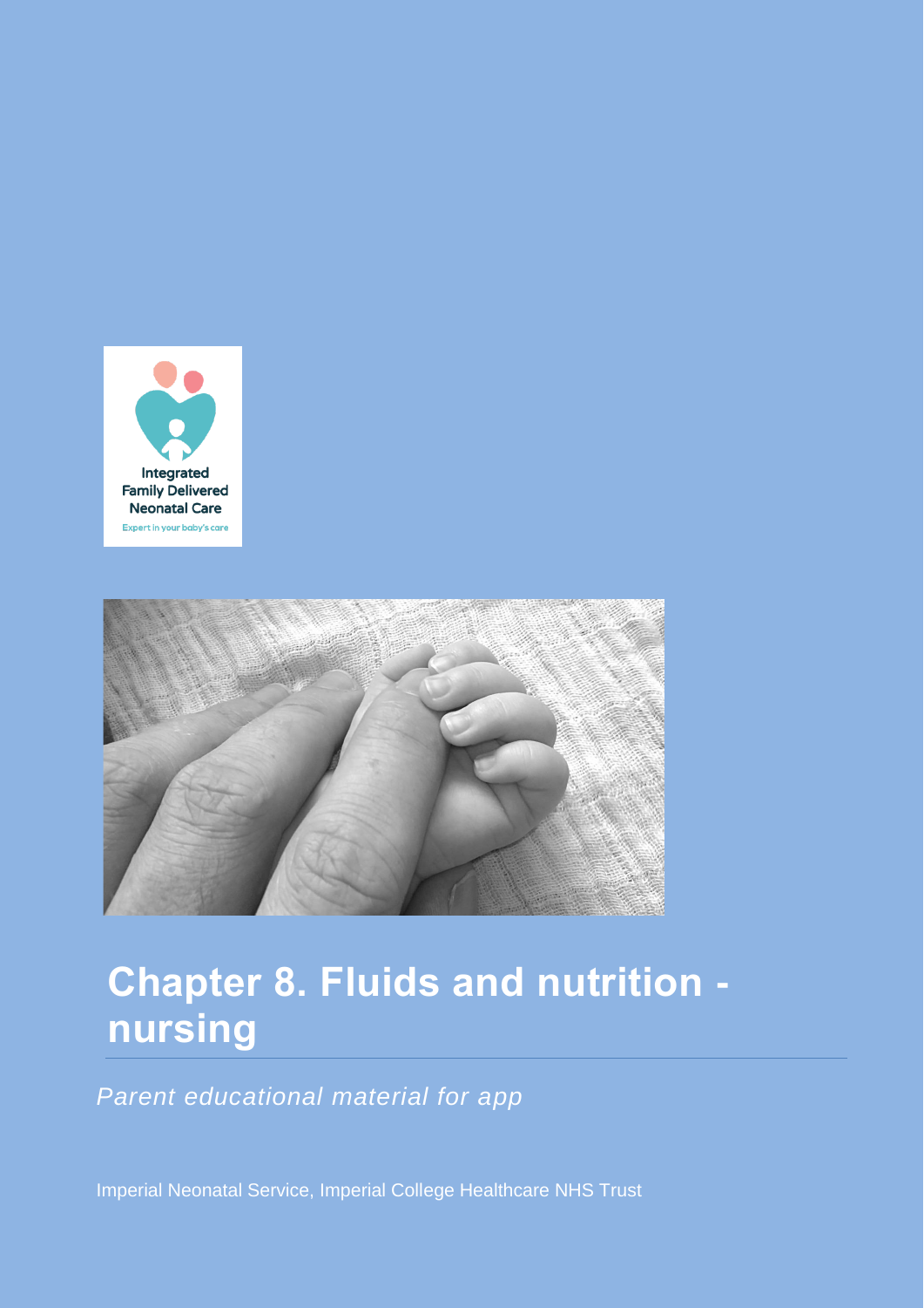# Chapter 8. Fluids and nutrition - nursing

*Parent educational material for app*

Imperial Neonatal Service, Imperial College Healthcare NHS Trust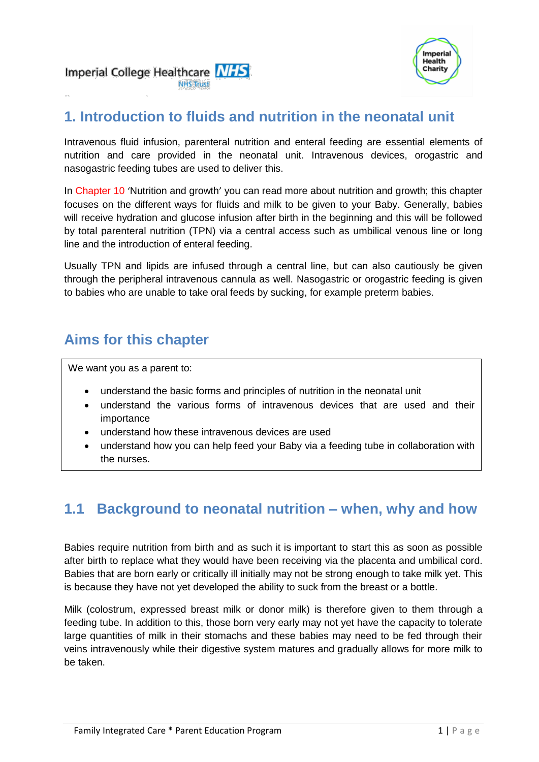# 1. Introduction to fluids and nutrition in the neonatal unit

Intravenous fluid infusion, parenteral nutrition and enteral feeding are essential elements of nutrition and care provided in the neonatal unit. Intravenous devices, orogastric and nasogastric feeding tubes are used to deliver this.

In Chapter 10 'Nutrition and growth' you can read more about nutrition and growth; this chapter focuses on the different ways for fluids and milk to be given to your Baby. Generally, babies will receive hydration and glucose infusion after birth in the beginning and this will be followed by total parenteral nutrition (TPN) via a central access such as umbilical venous line or long line and the introduction of enteral feeding.

Usually TPN and lipids are infused through a central line, but can also cautiously be given through the peripheral intravenous cannula as well. Nasogastric or orogastric feeding is given to babies who are unable to take oral feeds by sucking, for example preterm babies.

## Aims for this chapter

We want you as a parent to:

- understand the basic forms and principles of nutrition in the neonatal unit
- understand the various forms of intravenous devices that are used and their importance
- understand how these intravenous devices are used
- understand how you can help feed your Baby via a feeding tube in collaboration with the nurses.

## 1.1 Background to neonatal nutrition – when, why and how

Babies require nutrition from birth and as such it is important to start this as soon as possible after birth to replace what they would have been receiving via the placenta and umbilical cord. Babies that are born early or critically ill initially may not be strong enough to take milk yet. This is because they have not yet developed the ability to suck from the breast or a bottle.

Milk (colostrum, expressed breast milk or donor milk) is therefore given to them through a feeding tube. In addition to this, those born very early may not yet have the capacity to tolerate large quantities of milk in their stomachs and these babies may need to be fed through their veins intravenously while their digestive system matures and gradually allows for more milk to be taken.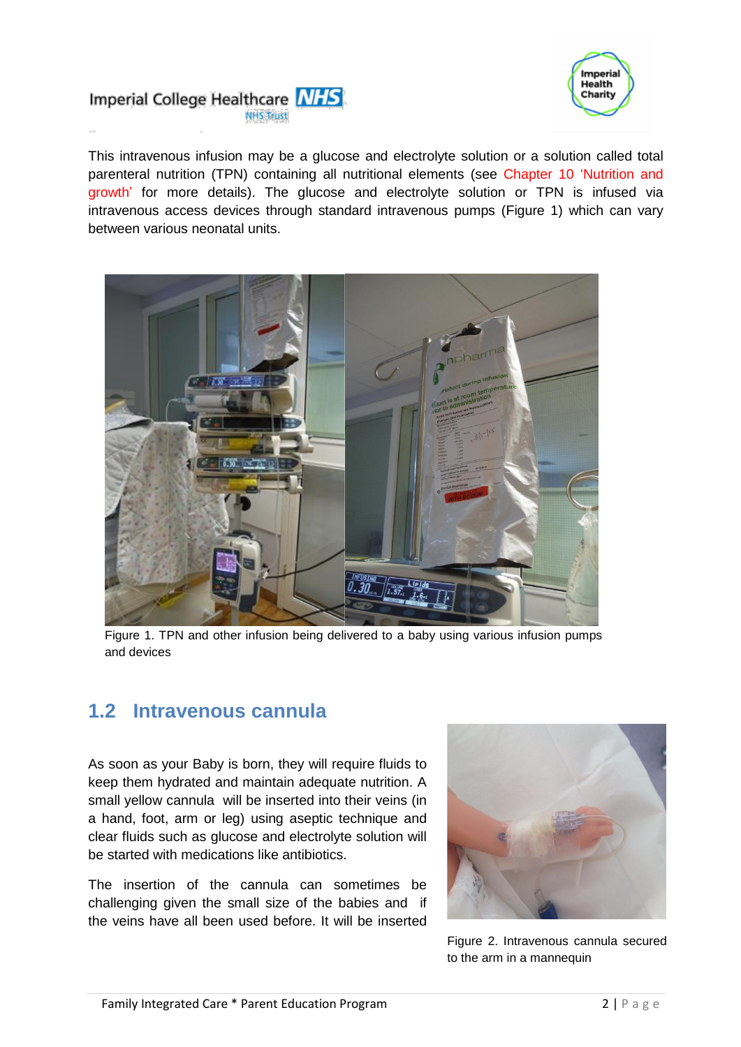This intravenous infusion may be a glucose and electrolyte solution or a solution called total parenteral nutrition (TPN) containing all nutritional elements (see Chapter 10 'Nutrition and growth' for more details). The glucose and electrolyte solution or TPN is infused via intravenous access devices through standard intravenous pumps (Figure 1) which can vary between various neonatal units.

Figure 1. TPN and other infusion being delivered to a baby using various infusion pumps and devices

## 1.2 Intravenous cannula

As soon as your Baby is born, they will require fluids to keep them hydrated and maintain adequate nutrition. A small yellow cannula will be inserted into their veins (in a hand, foot, arm or leg) using aseptic technique and clear fluids such as glucose and electrolyte solution will be started with medications like antibiotics.

The insertion of the cannula can sometimes be challenging given the small size of the babies and if the veins have all been used before. It will be inserted

Figure 2. Intravenous cannula secured to the arm in a mannequin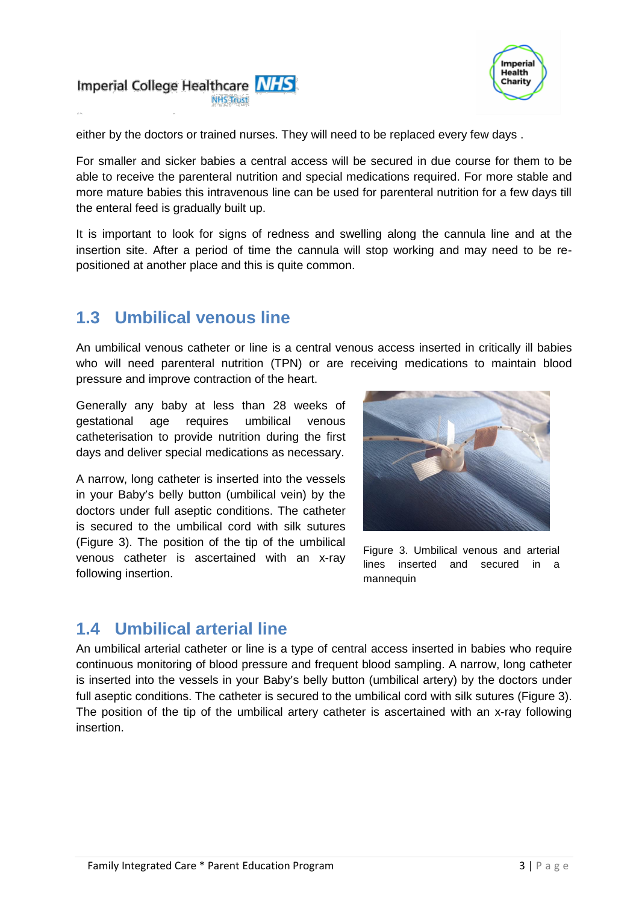either by the doctors or trained nurses. They will need to be replaced every few days .

For smaller and sicker babies a central access will be secured in due course for them to be able to receive the parenteral nutrition and special medications required. For more stable and more mature babies this intravenous line can be used for parenteral nutrition for a few days till the enteral feed is gradually built up.

It is important to look for signs of redness and swelling along the cannula line and at the insertion site. After a period of time the cannula will stop working and may need to be re-positioned at another place and this is quite common.

## 1.3 Umbilical venous line

An umbilical venous catheter or line is a central venous access inserted in critically ill babies who will need parenteral nutrition (TPN) or are receiving medications to maintain blood pressure and improve contraction of the heart.

Generally any baby at less than 28 weeks of gestational age requires umbilical venous catheterisation to provide nutrition during the first days and deliver special medications as necessary.

A narrow, long catheter is inserted into the vessels in your Baby's belly button (umbilical vein) by the doctors under full aseptic conditions. The catheter is secured to the umbilical cord with silk sutures (Figure 3). The position of the tip of the umbilical venous catheter is ascertained with an x-ray following insertion.

Figure 3. Umbilical venous and arterial lines inserted and secured in a mannequin

## 1.4 Umbilical arterial line

An umbilical arterial catheter or line is a type of central access inserted in babies who require continuous monitoring of blood pressure and frequent blood sampling. A narrow, long catheter is inserted into the vessels in your Baby's belly button (umbilical artery) by the doctors under full aseptic conditions. The catheter is secured to the umbilical cord with silk sutures (Figure 3). The position of the tip of the umbilical artery catheter is ascertained with an x-ray following insertion.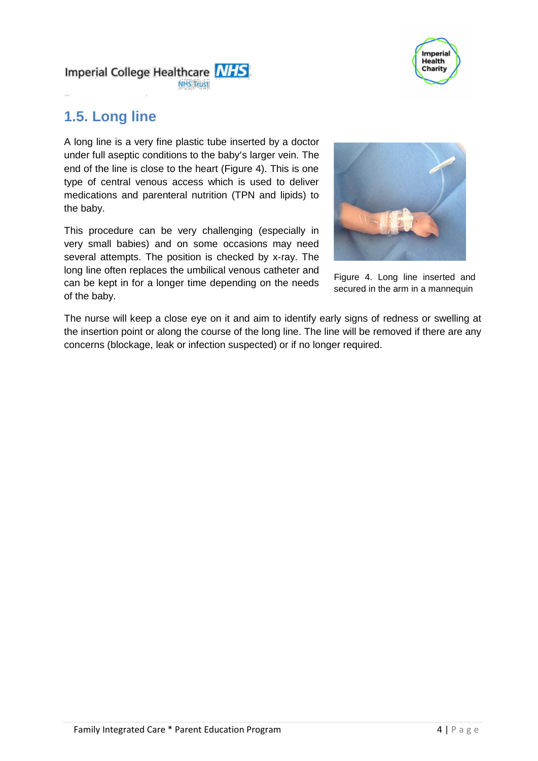## 1.5. Long line

A long line is a very fine plastic tube inserted by a doctor under full aseptic conditions to the baby's larger vein. The end of the line is close to the heart (Figure 4). This is one type of central venous access which is used to deliver medications and parenteral nutrition (TPN and lipids) to the baby.

This procedure can be very challenging (especially in very small babies) and on some occasions may need several attempts. The position is checked by x-ray. The long line often replaces the umbilical venous catheter and can be kept in for a longer time depending on the needs of the baby.

Figure 4. Long line inserted and secured in the arm in a mannequin

The nurse will keep a close eye on it and aim to identify early signs of redness or swelling at the insertion point or along the course of the long line. The line will be removed if there are any concerns (blockage, leak or infection suspected) or if no longer required.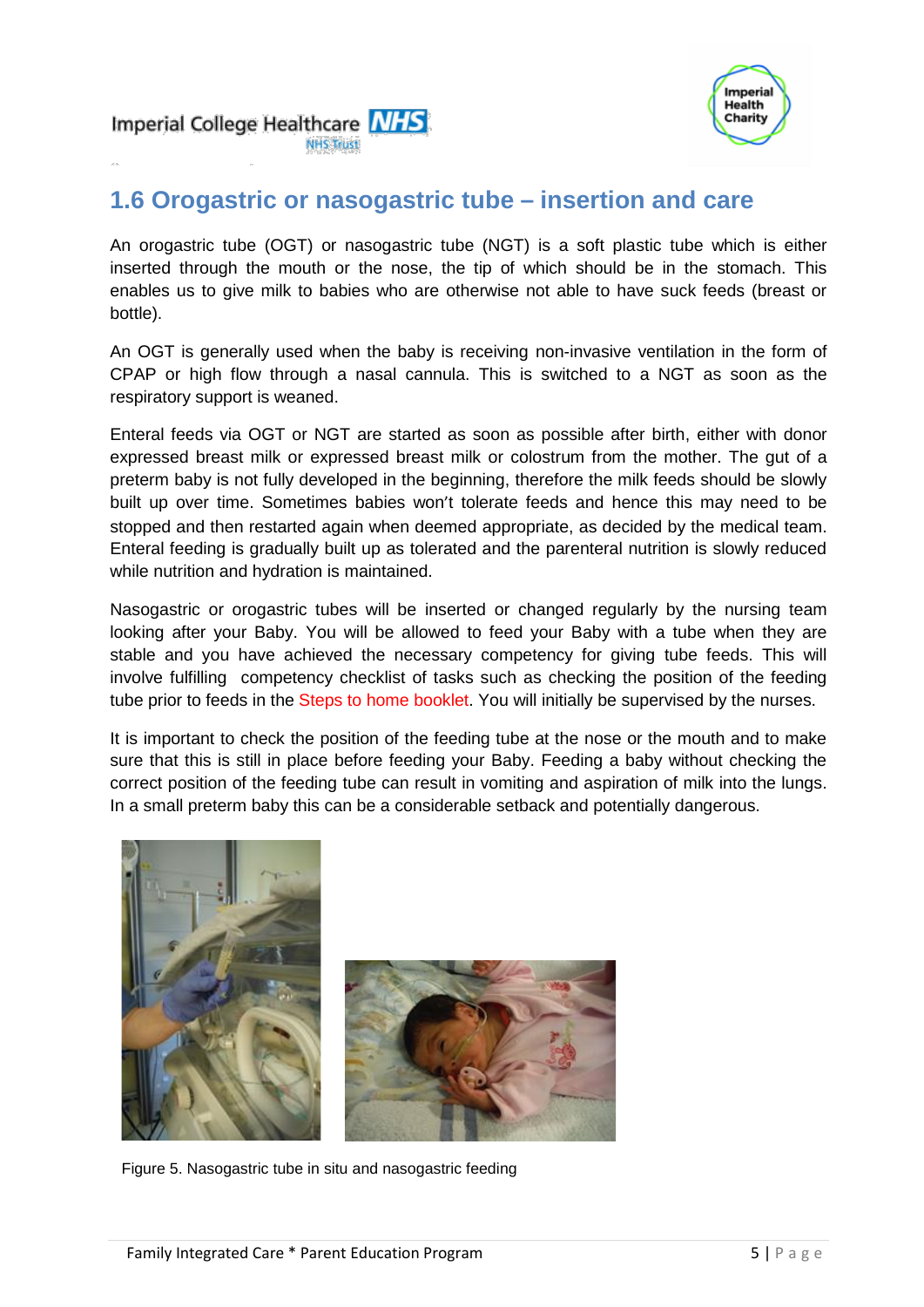## 1.6 Orogastric or nasogastric tube – insertion and care

An orogastric tube (OGT) or nasogastric tube (NGT) is a soft plastic tube which is either inserted through the mouth or the nose, the tip of which should be in the stomach. This enables us to give milk to babies who are otherwise not able to have suck feeds (breast or bottle).

An OGT is generally used when the baby is receiving non-invasive ventilation in the form of CPAP or high flow through a nasal cannula. This is switched to a NGT as soon as the respiratory support is weaned.

Enteral feeds via OGT or NGT are started as soon as possible after birth, either with donor expressed breast milk or expressed breast milk or colostrum from the mother. The gut of a preterm baby is not fully developed in the beginning, therefore the milk feeds should be slowly built up over time. Sometimes babies won't tolerate feeds and hence this may need to be stopped and then restarted again when deemed appropriate, as decided by the medical team. Enteral feeding is gradually built up as tolerated and the parenteral nutrition is slowly reduced while nutrition and hydration is maintained.

Nasogastric or orogastric tubes will be inserted or changed regularly by the nursing team looking after your Baby. You will be allowed to feed your Baby with a tube when they are stable and you have achieved the necessary competency for giving tube feeds. This will involve fulfilling competency checklist of tasks such as checking the position of the feeding tube prior to feeds in the Steps to home booklet. You will initially be supervised by the nurses.

It is important to check the position of the feeding tube at the nose or the mouth and to make sure that this is still in place before feeding your Baby. Feeding a baby without checking the correct position of the feeding tube can result in vomiting and aspiration of milk into the lungs. In a small preterm baby this can be a considerable setback and potentially dangerous.

Figure 5. Nasogastric tube in situ and nasogastric feeding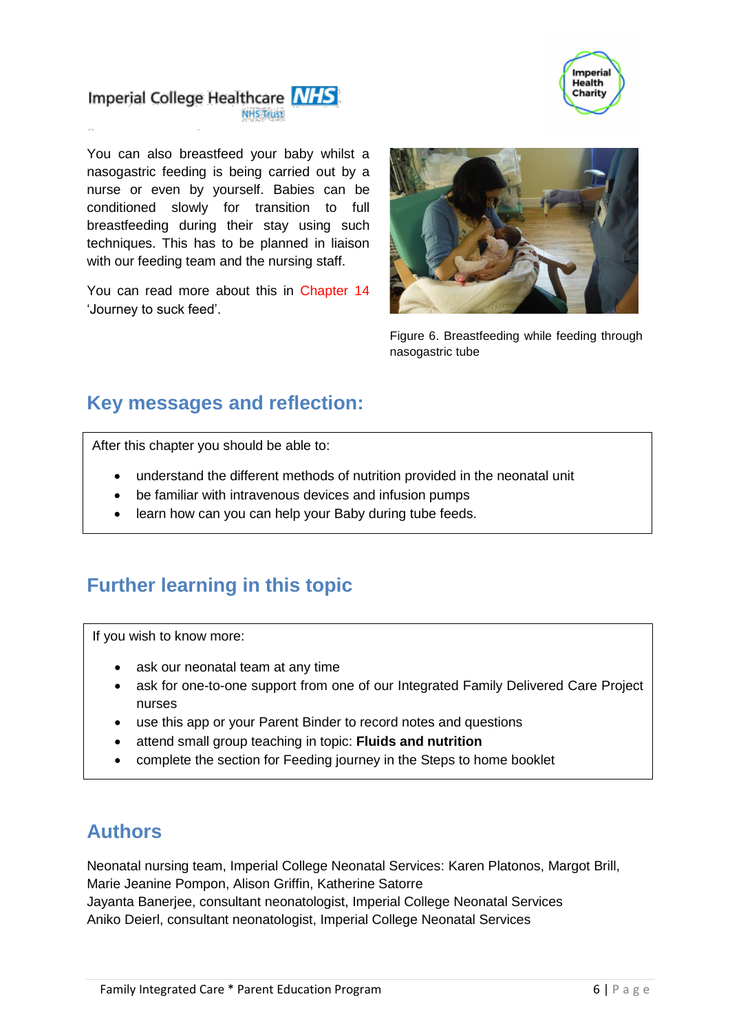You can also breastfeed your baby whilst a nasogastric feeding is being carried out by a nurse or even by yourself. Babies can be conditioned slowly for transition to full breastfeeding during their stay using such techniques. This has to be planned in liaison with our feeding team and the nursing staff.

You can read more about this in Chapter 14 'Journey to suck feed'.

Figure 6. Breastfeeding while feeding through nasogastric tube

## Key messages and reflection:

After this chapter you should be able to:

- understand the different methods of nutrition provided in the neonatal unit
- be familiar with intravenous devices and infusion pumps
- learn how can you can help your Baby during tube feeds.

## Further learning in this topic

If you wish to know more:

- ask our neonatal team at any time
- ask for one-to-one support from one of our Integrated Family Delivered Care Project nurses
- use this app or your Parent Binder to record notes and questions
- attend small group teaching in topic: **Fluids and nutrition**
- complete the section for Feeding journey in the Steps to home booklet

## Authors

Neonatal nursing team, Imperial College Neonatal Services: Karen Platonos, Margot Brill, Marie Jeanine Pompon, Alison Griffin, Katherine Satorre
Jayanta Banerjee, consultant neonatologist, Imperial College Neonatal Services
Aniko Deierl, consultant neonatologist, Imperial College Neonatal Services